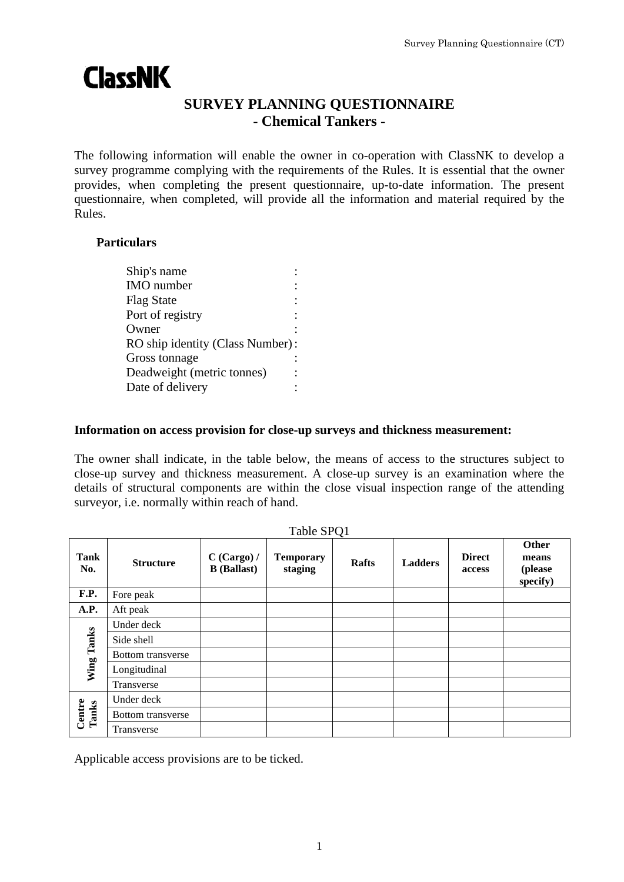ClassNK

# SURVEY PLANNING QUESTIONNAIRE
## - Chemical Tankers -

The following information will enable the owner in co-operation with ClassNK to develop a survey programme complying with the requirements of the Rules. It is essential that the owner provides, when completing the present questionnaire, up-to-date information. The present questionnaire, when completed, will provide all the information and material required by the Rules.

**Particulars**

Ship's name :
IMO number :
Flag State :
Port of registry :
Owner :
RO ship identity (Class Number) :
Gross tonnage :
Deadweight (metric tonnes) :
Date of delivery :

**Information on access provision for close-up surveys and thickness measurement:**

The owner shall indicate, in the table below, the means of access to the structures subject to close-up survey and thickness measurement. A close-up survey is an examination where the details of structural components are within the close visual inspection range of the attending surveyor, i.e. normally within reach of hand.

Table SPQ1

| Tank No. | Structure | C (Cargo) / B (Ballast) | Temporary staging | Rafts | Ladders | Direct access | Other means (please specify) |
|---|---|---|---|---|---|---|---|
| F.P. | Fore peak | | | | | | |
| A.P. | Aft peak | | | | | | |
| Wing Tanks | Under deck | | | | | | |
| | Side shell | | | | | | |
| | Bottom transverse | | | | | | |
| | Longitudinal | | | | | | |
| | Transverse | | | | | | |
| Centre Tanks | Under deck | | | | | | |
| | Bottom transverse | | | | | | |
| | Transverse | | | | | | |

Applicable access provisions are to be ticked.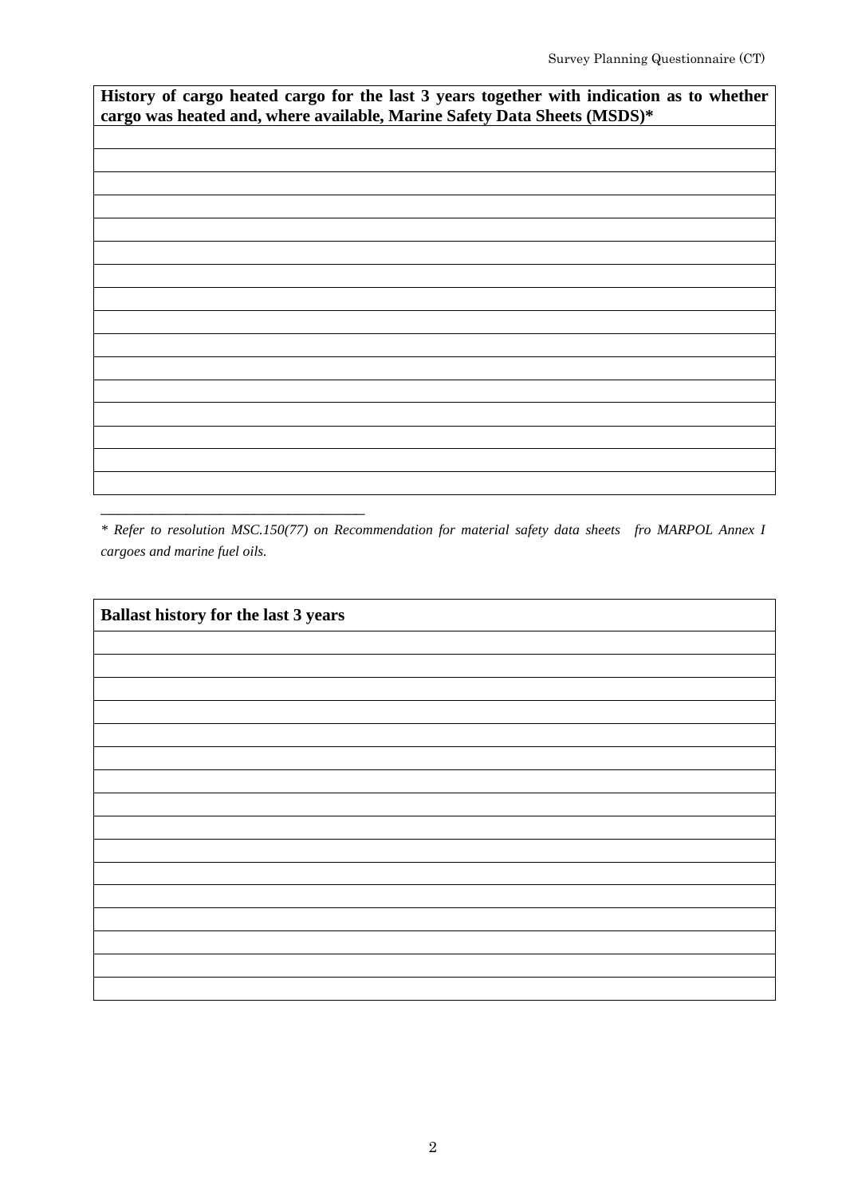| History of cargo heated cargo for the last 3 years together with indication as to whether cargo was heated and, where available, Marine Safety Data Sheets (MSDS)* |
| --- |
| |
| |
| |
| |
| |
| |
| |
| |
| |
| |
| |
| |
| |
| |
| |
| |

---

*\* Refer to resolution MSC.150(77) on Recommendation for material safety data sheets  fro MARPOL Annex I cargoes and marine fuel oils.*

| Ballast history for the last 3 years |
| --- |
| |
| |
| |
| |
| |
| |
| |
| |
| |
| |
| |
| |
| |
| |
| |
| |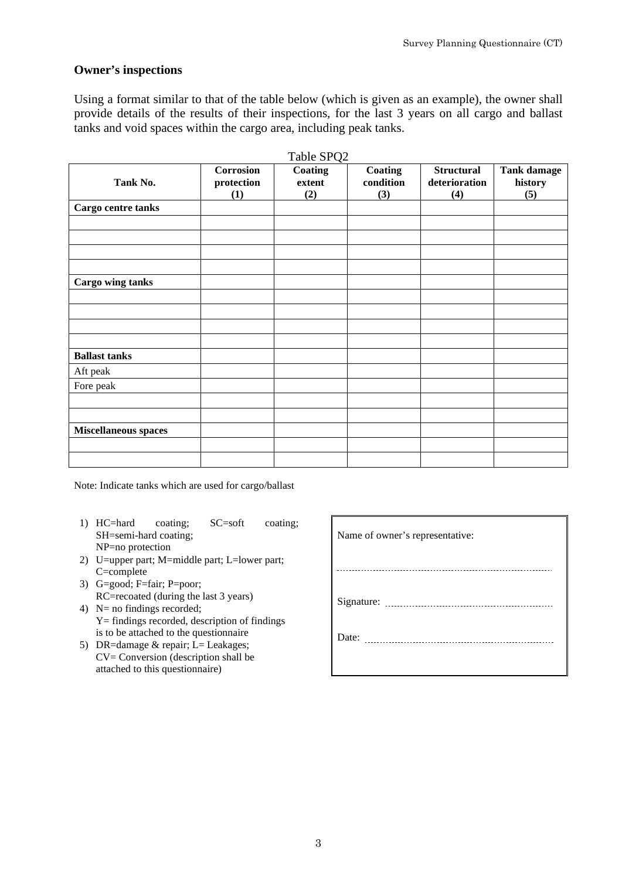## Owner's inspections

Using a format similar to that of the table below (which is given as an example), the owner shall provide details of the results of their inspections, for the last 3 years on all cargo and ballast tanks and void spaces within the cargo area, including peak tanks.

Table SPQ2

| Tank No. | Corrosion protection (1) | Coating extent (2) | Coating condition (3) | Structural deterioration (4) | Tank damage history (5) |
|---|---|---|---|---|---|
| **Cargo centre tanks** | | | | | |
| | | | | | |
| | | | | | |
| | | | | | |
| | | | | | |
| **Cargo wing tanks** | | | | | |
| | | | | | |
| | | | | | |
| | | | | | |
| | | | | | |
| **Ballast tanks** | | | | | |
| Aft peak | | | | | |
| Fore peak | | | | | |
| | | | | | |
| | | | | | |
| **Miscellaneous spaces** | | | | | |
| | | | | | |
| | | | | | |

Note: Indicate tanks which are used for cargo/ballast

1) HC=hard coating; SC=soft coating; SH=semi-hard coating; NP=no protection
2) U=upper part; M=middle part; L=lower part; C=complete
3) G=good; F=fair; P=poor; RC=recoated (during the last 3 years)
4) N= no findings recorded; Y= findings recorded, description of findings is to be attached to the questionnaire
5) DR=damage & repair; L= Leakages; CV= Conversion (description shall be attached to this questionnaire)

Name of owner's representative:

.............................................................................

Signature: .............................................................

Date: .....................................................................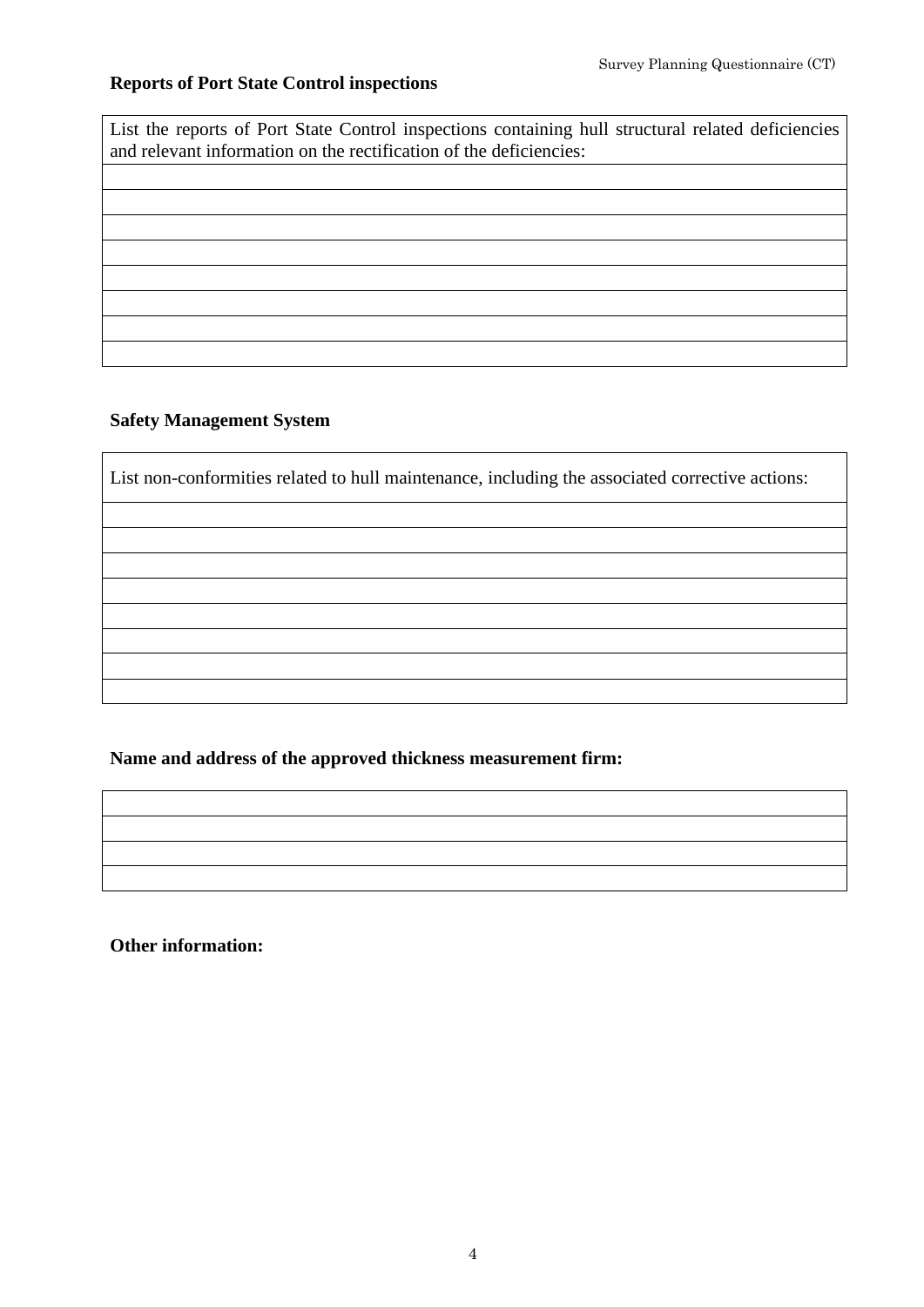**Reports of Port State Control inspections**

| List the reports of Port State Control inspections containing hull structural related deficiencies and relevant information on the rectification of the deficiencies: |
|---|
| |
| |
| |
| |
| |
| |
| |
| |

**Safety Management System**

| List non-conformities related to hull maintenance, including the associated corrective actions: |
|---|
| |
| |
| |
| |
| |
| |
| |
| |

**Name and address of the approved thickness measurement firm:**

| |
|---|
| |
| |
| |
| |

**Other information:**